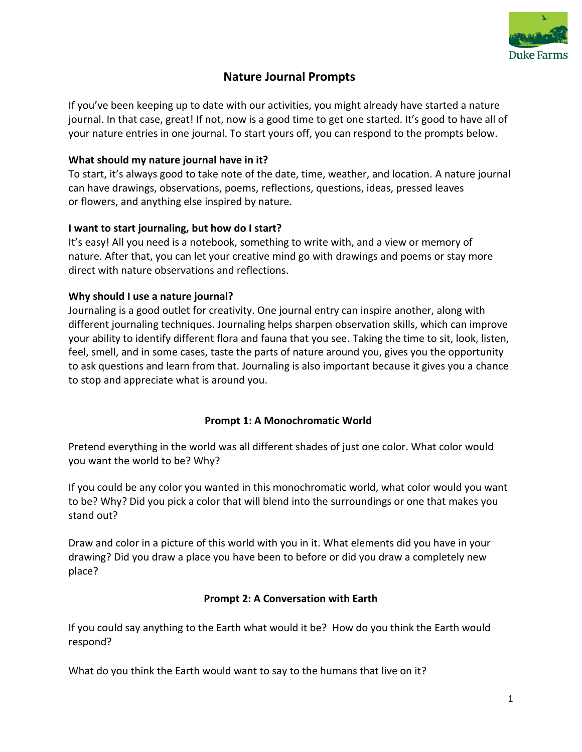# Nature Journal Prompts

If you've been keeping up to date with our activities, you might already have started a nature journal. In that case, great! If not, now is a good time to get one started. It's good to have all of your nature entries in one journal. To start yours off, you can respond to the prompts below.

**What should my nature journal have in it?**
To start, it's always good to take note of the date, time, weather, and location. A nature journal can have drawings, observations, poems, reflections, questions, ideas, pressed leaves or flowers, and anything else inspired by nature.

**I want to start journaling, but how do I start?**
It's easy! All you need is a notebook, something to write with, and a view or memory of nature. After that, you can let your creative mind go with drawings and poems or stay more direct with nature observations and reflections.

**Why should I use a nature journal?**
Journaling is a good outlet for creativity. One journal entry can inspire another, along with different journaling techniques. Journaling helps sharpen observation skills, which can improve your ability to identify different flora and fauna that you see. Taking the time to sit, look, listen, feel, smell, and in some cases, taste the parts of nature around you, gives you the opportunity to ask questions and learn from that. Journaling is also important because it gives you a chance to stop and appreciate what is around you.

## Prompt 1: A Monochromatic World

Pretend everything in the world was all different shades of just one color. What color would you want the world to be? Why?

If you could be any color you wanted in this monochromatic world, what color would you want to be? Why? Did you pick a color that will blend into the surroundings or one that makes you stand out?

Draw and color in a picture of this world with you in it. What elements did you have in your drawing? Did you draw a place you have been to before or did you draw a completely new place?

## Prompt 2: A Conversation with Earth

If you could say anything to the Earth what would it be? How do you think the Earth would respond?

What do you think the Earth would want to say to the humans that live on it?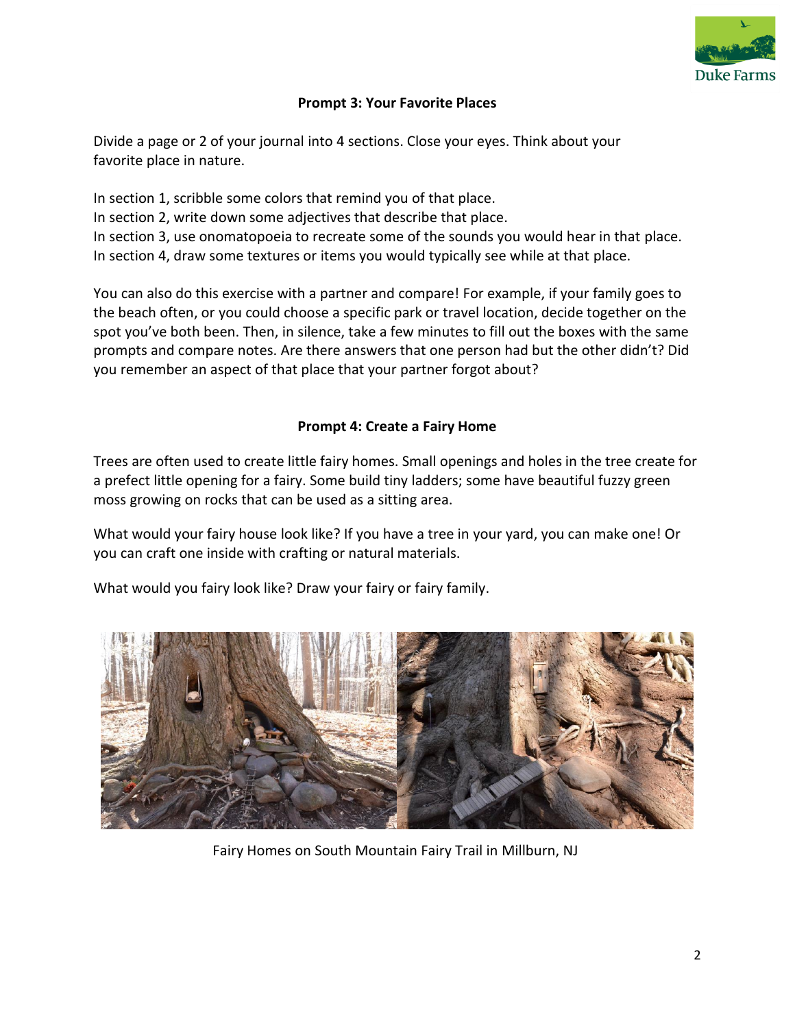### Prompt 3: Your Favorite Places

Divide a page or 2 of your journal into 4 sections. Close your eyes. Think about your favorite place in nature.

In section 1, scribble some colors that remind you of that place.
In section 2, write down some adjectives that describe that place.
In section 3, use onomatopoeia to recreate some of the sounds you would hear in that place.
In section 4, draw some textures or items you would typically see while at that place.

You can also do this exercise with a partner and compare! For example, if your family goes to the beach often, or you could choose a specific park or travel location, decide together on the spot you've both been. Then, in silence, take a few minutes to fill out the boxes with the same prompts and compare notes. Are there answers that one person had but the other didn't? Did you remember an aspect of that place that your partner forgot about?

### Prompt 4: Create a Fairy Home

Trees are often used to create little fairy homes. Small openings and holes in the tree create for a prefect little opening for a fairy. Some build tiny ladders; some have beautiful fuzzy green moss growing on rocks that can be used as a sitting area.

What would your fairy house look like? If you have a tree in your yard, you can make one! Or you can craft one inside with crafting or natural materials.

What would you fairy look like? Draw your fairy or fairy family.

Fairy Homes on South Mountain Fairy Trail in Millburn, NJ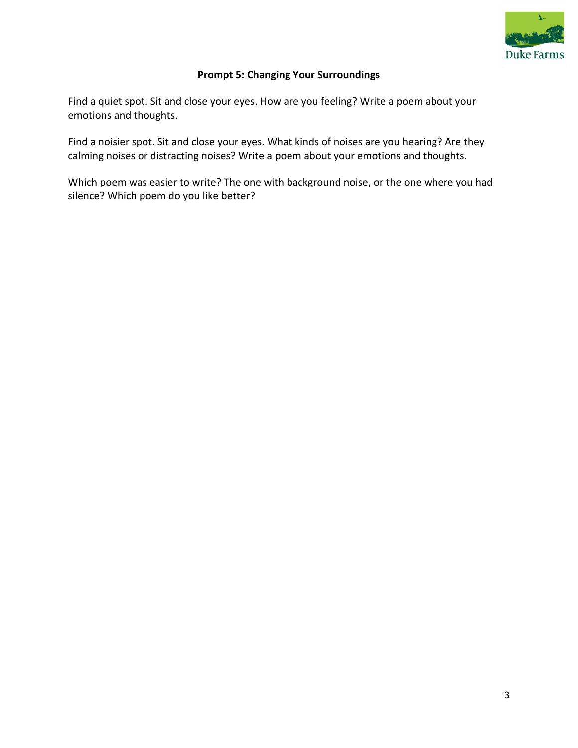## Prompt 5: Changing Your Surroundings

Find a quiet spot. Sit and close your eyes. How are you feeling? Write a poem about your emotions and thoughts.

Find a noisier spot. Sit and close your eyes. What kinds of noises are you hearing? Are they calming noises or distracting noises? Write a poem about your emotions and thoughts.

Which poem was easier to write? The one with background noise, or the one where you had silence? Which poem do you like better?